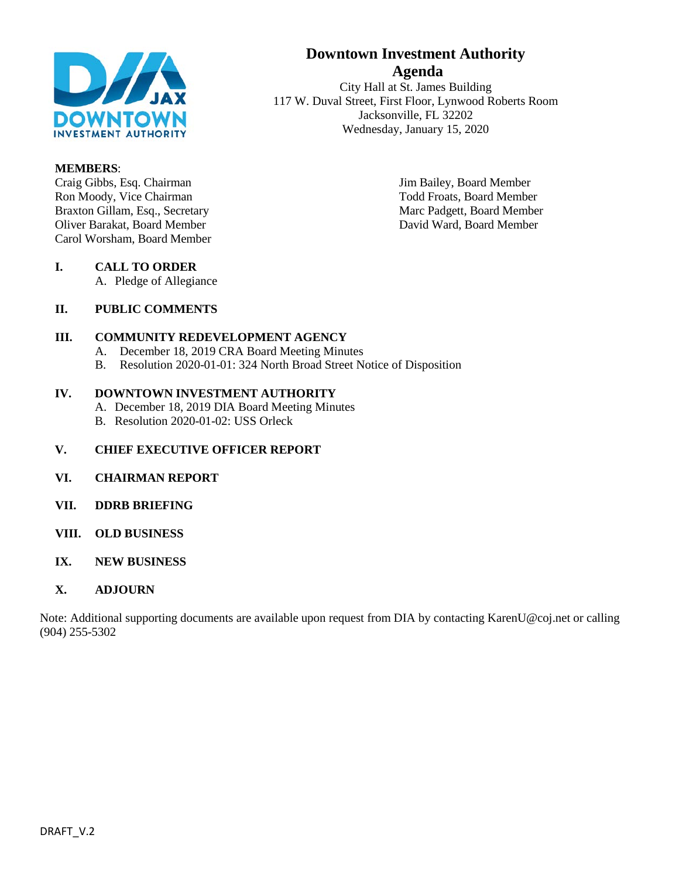# Downtown Investment Authority

## Agenda

City Hall at St. James Building
117 W. Duval Street, First Floor, Lynwood Roberts Room
Jacksonville, FL 32202
Wednesday, January 15, 2020

**MEMBERS**:

Craig Gibbs, Esq. Chairman
Ron Moody, Vice Chairman
Braxton Gillam, Esq., Secretary
Oliver Barakat, Board Member
Carol Worsham, Board Member
Jim Bailey, Board Member
Todd Froats, Board Member
Marc Padgett, Board Member
David Ward, Board Member

**I. CALL TO ORDER**

A. Pledge of Allegiance

**II. PUBLIC COMMENTS**

**III. COMMUNITY REDEVELOPMENT AGENCY**

A. December 18, 2019 CRA Board Meeting Minutes
B. Resolution 2020-01-01: 324 North Broad Street Notice of Disposition

**IV. DOWNTOWN INVESTMENT AUTHORITY**

A. December 18, 2019 DIA Board Meeting Minutes
B. Resolution 2020-01-02: USS Orleck

**V. CHIEF EXECUTIVE OFFICER REPORT**

**VI. CHAIRMAN REPORT**

**VII. DDRB BRIEFING**

**VIII. OLD BUSINESS**

**IX. NEW BUSINESS**

**X. ADJOURN**

Note: Additional supporting documents are available upon request from DIA by contacting KarenU@coj.net or calling (904) 255-5302

DRAFT_V.2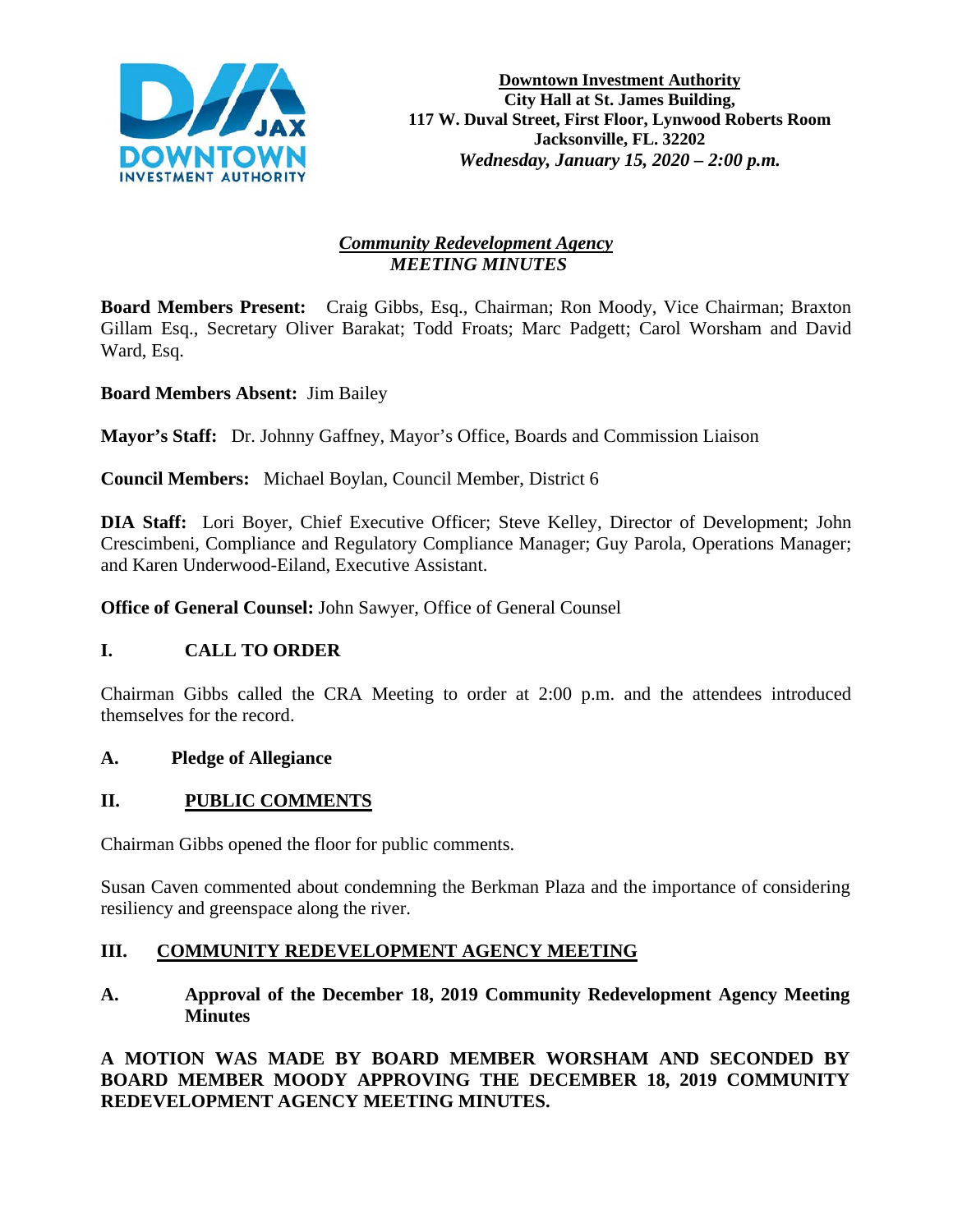**Downtown Investment Authority**
**City Hall at St. James Building,**
**117 W. Duval Street, First Floor, Lynwood Roberts Room**
**Jacksonville, FL. 32202**
***Wednesday, January 15, 2020 – 2:00 p.m.***

## ***Community Redevelopment Agency***
## ***MEETING MINUTES***

**Board Members Present:** Craig Gibbs, Esq., Chairman; Ron Moody, Vice Chairman; Braxton Gillam Esq., Secretary Oliver Barakat; Todd Froats; Marc Padgett; Carol Worsham and David Ward, Esq.

**Board Members Absent:** Jim Bailey

**Mayor's Staff:** Dr. Johnny Gaffney, Mayor's Office, Boards and Commission Liaison

**Council Members:** Michael Boylan, Council Member, District 6

**DIA Staff:** Lori Boyer, Chief Executive Officer; Steve Kelley, Director of Development; John Crescimbeni, Compliance and Regulatory Compliance Manager; Guy Parola, Operations Manager; and Karen Underwood-Eiland, Executive Assistant.

**Office of General Counsel:** John Sawyer, Office of General Counsel

## I. CALL TO ORDER

Chairman Gibbs called the CRA Meeting to order at 2:00 p.m. and the attendees introduced themselves for the record.

### A. Pledge of Allegiance

## II. PUBLIC COMMENTS

Chairman Gibbs opened the floor for public comments.

Susan Caven commented about condemning the Berkman Plaza and the importance of considering resiliency and greenspace along the river.

## III. COMMUNITY REDEVELOPMENT AGENCY MEETING

### A. Approval of the December 18, 2019 Community Redevelopment Agency Meeting Minutes

**A MOTION WAS MADE BY BOARD MEMBER WORSHAM AND SECONDED BY BOARD MEMBER MOODY APPROVING THE DECEMBER 18, 2019 COMMUNITY REDEVELOPMENT AGENCY MEETING MINUTES.**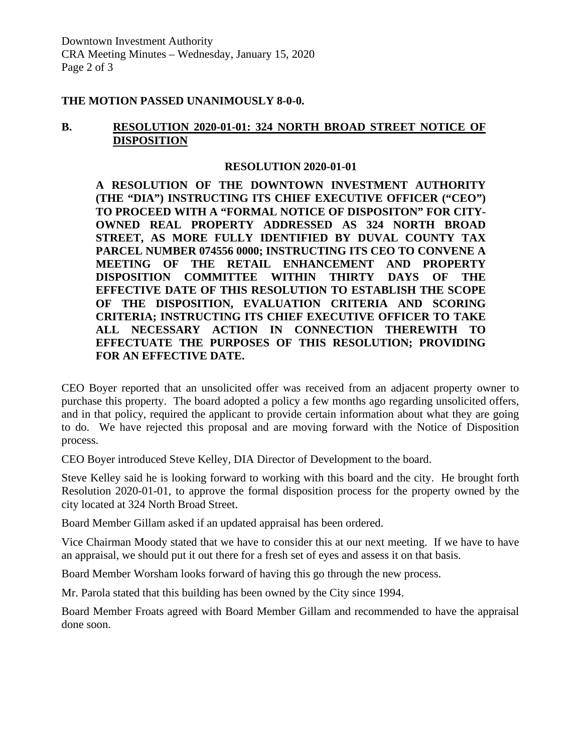**THE MOTION PASSED UNANIMOUSLY 8-0-0.**

## B. RESOLUTION 2020-01-01: 324 NORTH BROAD STREET NOTICE OF DISPOSITION

**RESOLUTION 2020-01-01**

**A RESOLUTION OF THE DOWNTOWN INVESTMENT AUTHORITY (THE "DIA") INSTRUCTING ITS CHIEF EXECUTIVE OFFICER ("CEO") TO PROCEED WITH A "FORMAL NOTICE OF DISPOSITON" FOR CITY-OWNED REAL PROPERTY ADDRESSED AS 324 NORTH BROAD STREET, AS MORE FULLY IDENTIFIED BY DUVAL COUNTY TAX PARCEL NUMBER 074556 0000; INSTRUCTING ITS CEO TO CONVENE A MEETING OF THE RETAIL ENHANCEMENT AND PROPERTY DISPOSITION COMMITTEE WITHIN THIRTY DAYS OF THE EFFECTIVE DATE OF THIS RESOLUTION TO ESTABLISH THE SCOPE OF THE DISPOSITION, EVALUATION CRITERIA AND SCORING CRITERIA; INSTRUCTING ITS CHIEF EXECUTIVE OFFICER TO TAKE ALL NECESSARY ACTION IN CONNECTION THEREWITH TO EFFECTUATE THE PURPOSES OF THIS RESOLUTION; PROVIDING FOR AN EFFECTIVE DATE.**

CEO Boyer reported that an unsolicited offer was received from an adjacent property owner to purchase this property. The board adopted a policy a few months ago regarding unsolicited offers, and in that policy, required the applicant to provide certain information about what they are going to do. We have rejected this proposal and are moving forward with the Notice of Disposition process.

CEO Boyer introduced Steve Kelley, DIA Director of Development to the board.

Steve Kelley said he is looking forward to working with this board and the city. He brought forth Resolution 2020-01-01, to approve the formal disposition process for the property owned by the city located at 324 North Broad Street.

Board Member Gillam asked if an updated appraisal has been ordered.

Vice Chairman Moody stated that we have to consider this at our next meeting. If we have to have an appraisal, we should put it out there for a fresh set of eyes and assess it on that basis.

Board Member Worsham looks forward of having this go through the new process.

Mr. Parola stated that this building has been owned by the City since 1994.

Board Member Froats agreed with Board Member Gillam and recommended to have the appraisal done soon.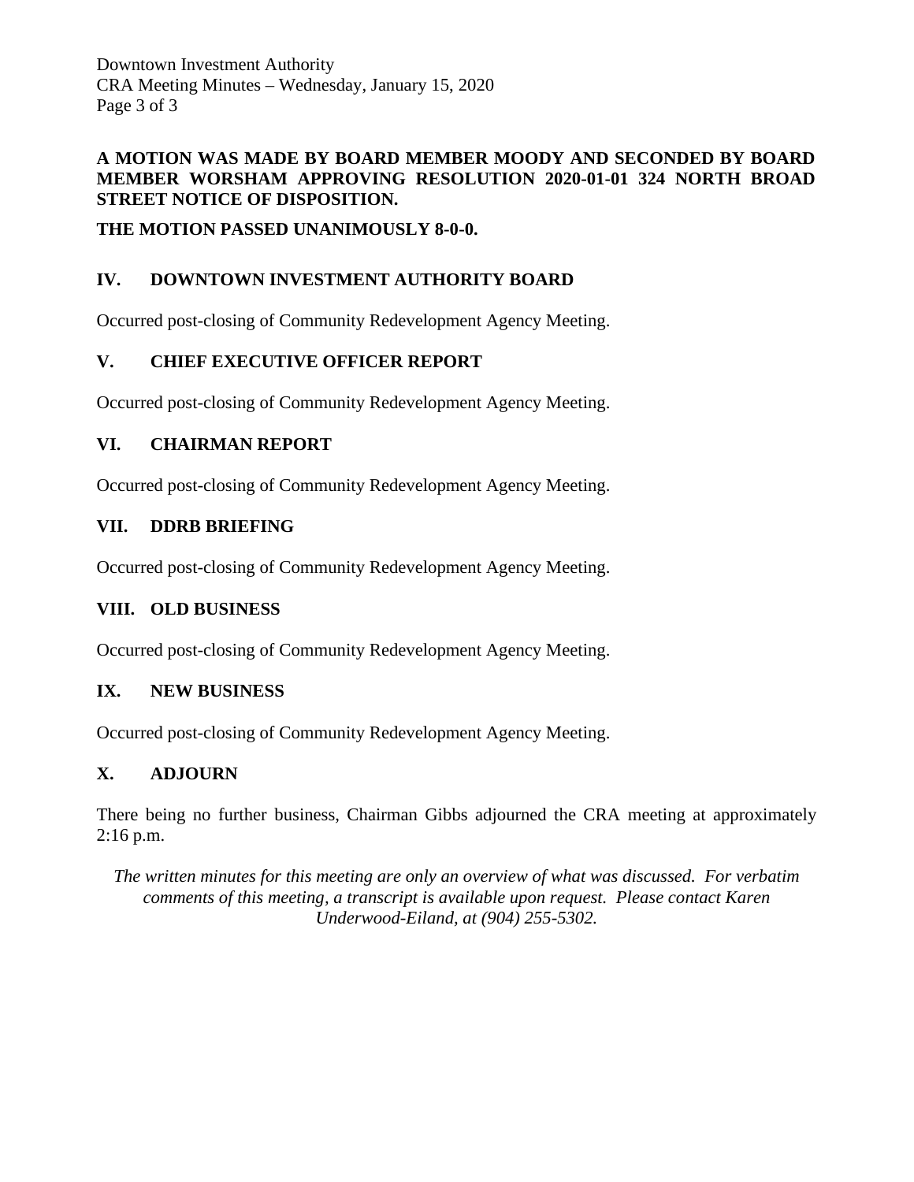**A MOTION WAS MADE BY BOARD MEMBER MOODY AND SECONDED BY BOARD MEMBER WORSHAM APPROVING RESOLUTION 2020-01-01 324 NORTH BROAD STREET NOTICE OF DISPOSITION.**

**THE MOTION PASSED UNANIMOUSLY 8-0-0.**

## IV. DOWNTOWN INVESTMENT AUTHORITY BOARD

Occurred post-closing of Community Redevelopment Agency Meeting.

## V. CHIEF EXECUTIVE OFFICER REPORT

Occurred post-closing of Community Redevelopment Agency Meeting.

## VI. CHAIRMAN REPORT

Occurred post-closing of Community Redevelopment Agency Meeting.

## VII. DDRB BRIEFING

Occurred post-closing of Community Redevelopment Agency Meeting.

## VIII. OLD BUSINESS

Occurred post-closing of Community Redevelopment Agency Meeting.

## IX. NEW BUSINESS

Occurred post-closing of Community Redevelopment Agency Meeting.

## X. ADJOURN

There being no further business, Chairman Gibbs adjourned the CRA meeting at approximately 2:16 p.m.

*The written minutes for this meeting are only an overview of what was discussed. For verbatim comments of this meeting, a transcript is available upon request. Please contact Karen Underwood-Eiland, at (904) 255-5302.*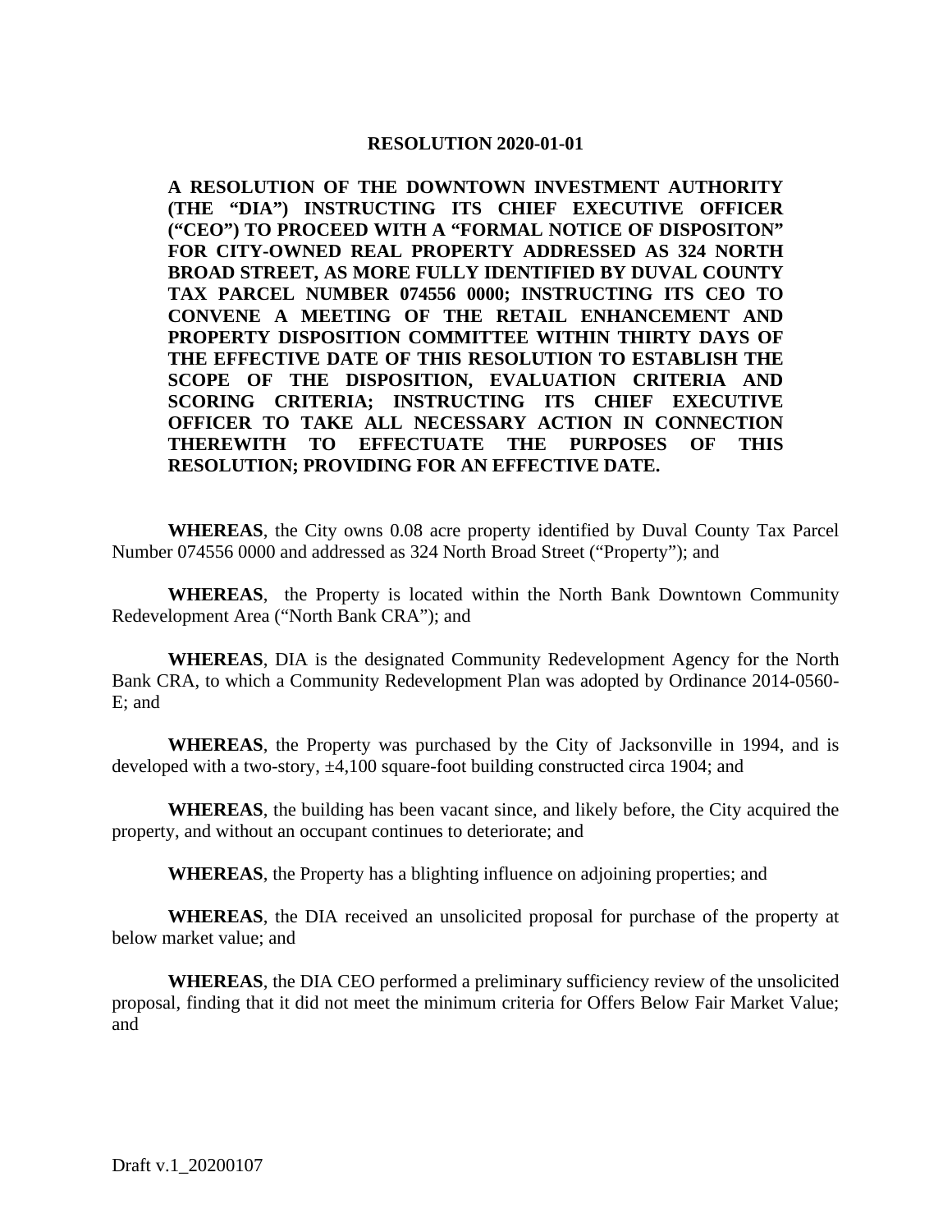**RESOLUTION 2020-01-01**

**A RESOLUTION OF THE DOWNTOWN INVESTMENT AUTHORITY (THE "DIA") INSTRUCTING ITS CHIEF EXECUTIVE OFFICER ("CEO") TO PROCEED WITH A "FORMAL NOTICE OF DISPOSITON" FOR CITY-OWNED REAL PROPERTY ADDRESSED AS 324 NORTH BROAD STREET, AS MORE FULLY IDENTIFIED BY DUVAL COUNTY TAX PARCEL NUMBER 074556 0000; INSTRUCTING ITS CEO TO CONVENE A MEETING OF THE RETAIL ENHANCEMENT AND PROPERTY DISPOSITION COMMITTEE WITHIN THIRTY DAYS OF THE EFFECTIVE DATE OF THIS RESOLUTION TO ESTABLISH THE SCOPE OF THE DISPOSITION, EVALUATION CRITERIA AND SCORING CRITERIA; INSTRUCTING ITS CHIEF EXECUTIVE OFFICER TO TAKE ALL NECESSARY ACTION IN CONNECTION THEREWITH TO EFFECTUATE THE PURPOSES OF THIS RESOLUTION; PROVIDING FOR AN EFFECTIVE DATE.**

**WHEREAS**, the City owns 0.08 acre property identified by Duval County Tax Parcel Number 074556 0000 and addressed as 324 North Broad Street ("Property"); and

**WHEREAS**, the Property is located within the North Bank Downtown Community Redevelopment Area ("North Bank CRA"); and

**WHEREAS**, DIA is the designated Community Redevelopment Agency for the North Bank CRA, to which a Community Redevelopment Plan was adopted by Ordinance 2014-0560-E; and

**WHEREAS**, the Property was purchased by the City of Jacksonville in 1994, and is developed with a two-story, ±4,100 square-foot building constructed circa 1904; and

**WHEREAS**, the building has been vacant since, and likely before, the City acquired the property, and without an occupant continues to deteriorate; and

**WHEREAS**, the Property has a blighting influence on adjoining properties; and

**WHEREAS**, the DIA received an unsolicited proposal for purchase of the property at below market value; and

**WHEREAS**, the DIA CEO performed a preliminary sufficiency review of the unsolicited proposal, finding that it did not meet the minimum criteria for Offers Below Fair Market Value; and

Draft v.1_20200107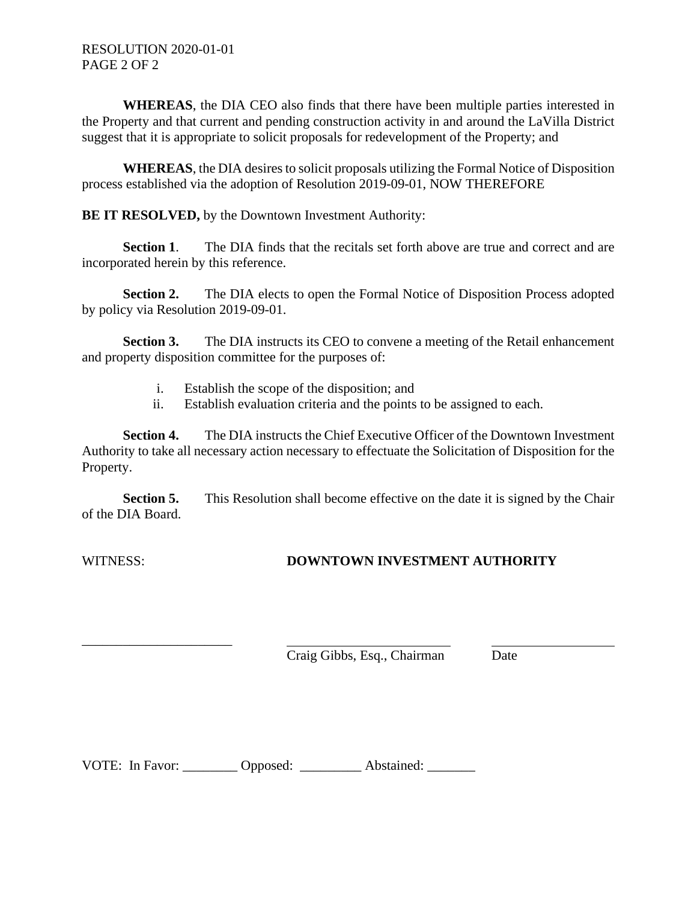**WHEREAS**, the DIA CEO also finds that there have been multiple parties interested in the Property and that current and pending construction activity in and around the LaVilla District suggest that it is appropriate to solicit proposals for redevelopment of the Property; and

**WHEREAS**, the DIA desires to solicit proposals utilizing the Formal Notice of Disposition process established via the adoption of Resolution 2019-09-01, NOW THEREFORE

**BE IT RESOLVED,** by the Downtown Investment Authority:

**Section 1**. The DIA finds that the recitals set forth above are true and correct and are incorporated herein by this reference.

**Section 2.** The DIA elects to open the Formal Notice of Disposition Process adopted by policy via Resolution 2019-09-01.

**Section 3.** The DIA instructs its CEO to convene a meeting of the Retail enhancement and property disposition committee for the purposes of:

i. Establish the scope of the disposition; and
ii. Establish evaluation criteria and the points to be assigned to each.

**Section 4.** The DIA instructs the Chief Executive Officer of the Downtown Investment Authority to take all necessary action necessary to effectuate the Solicitation of Disposition for the Property.

**Section 5.** This Resolution shall become effective on the date it is signed by the Chair of the DIA Board.

WITNESS: **DOWNTOWN INVESTMENT AUTHORITY**

______________________ ________________________ __________________
Craig Gibbs, Esq., Chairman Date

VOTE: In Favor: ________ Opposed: _________ Abstained: _______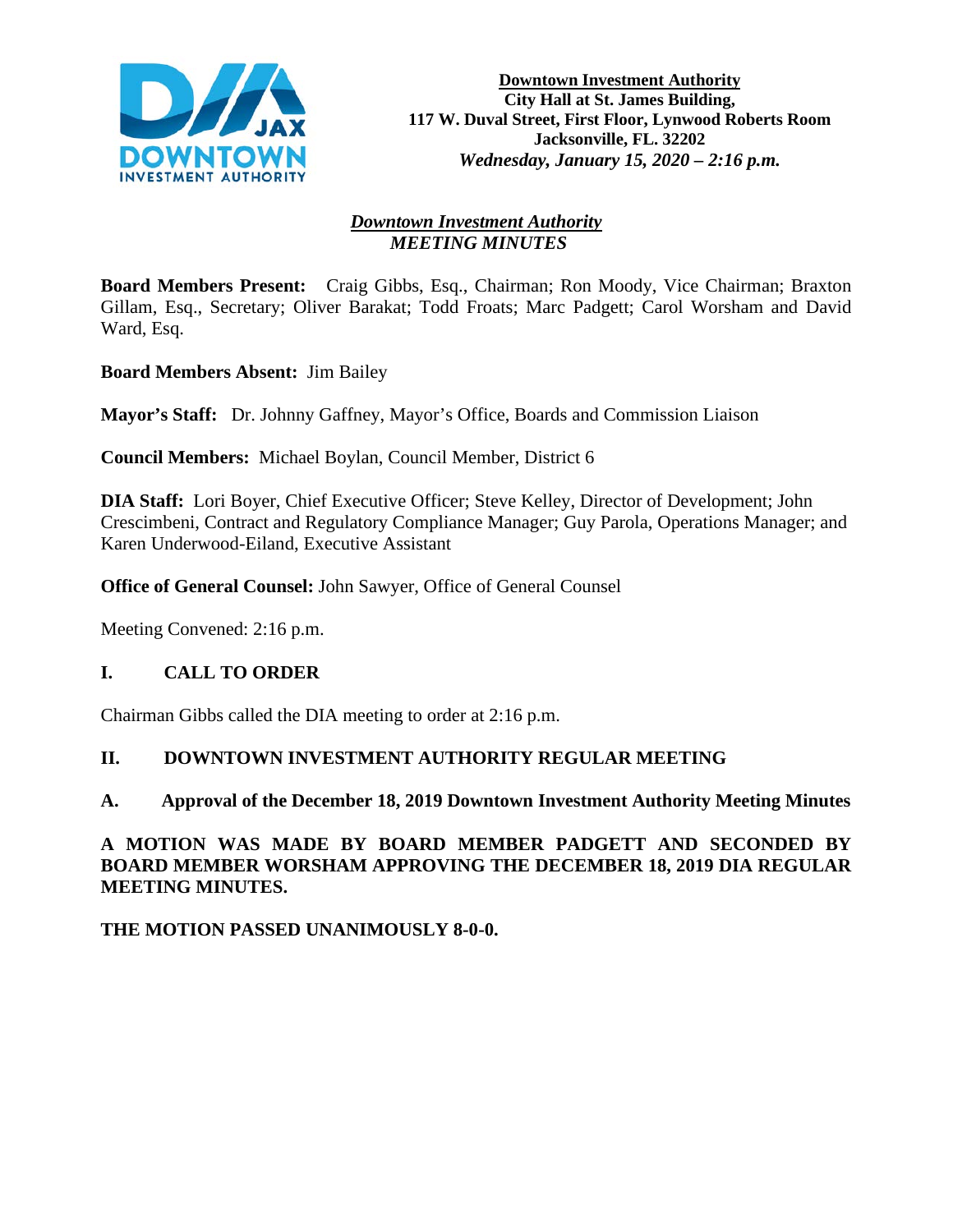**Downtown Investment Authority**
**City Hall at St. James Building,**
**117 W. Duval Street, First Floor, Lynwood Roberts Room**
**Jacksonville, FL. 32202**
***Wednesday, January 15, 2020 – 2:16 p.m.***

***Downtown Investment Authority***
***MEETING MINUTES***

**Board Members Present:** Craig Gibbs, Esq., Chairman; Ron Moody, Vice Chairman; Braxton Gillam, Esq., Secretary; Oliver Barakat; Todd Froats; Marc Padgett; Carol Worsham and David Ward, Esq.

**Board Members Absent:** Jim Bailey

**Mayor's Staff:** Dr. Johnny Gaffney, Mayor's Office, Boards and Commission Liaison

**Council Members:** Michael Boylan, Council Member, District 6

**DIA Staff:** Lori Boyer, Chief Executive Officer; Steve Kelley, Director of Development; John Crescimbeni, Contract and Regulatory Compliance Manager; Guy Parola, Operations Manager; and Karen Underwood-Eiland, Executive Assistant

**Office of General Counsel:** John Sawyer, Office of General Counsel

Meeting Convened: 2:16 p.m.

## I. CALL TO ORDER

Chairman Gibbs called the DIA meeting to order at 2:16 p.m.

## II. DOWNTOWN INVESTMENT AUTHORITY REGULAR MEETING

### A. Approval of the December 18, 2019 Downtown Investment Authority Meeting Minutes

**A MOTION WAS MADE BY BOARD MEMBER PADGETT AND SECONDED BY BOARD MEMBER WORSHAM APPROVING THE DECEMBER 18, 2019 DIA REGULAR MEETING MINUTES.**

**THE MOTION PASSED UNANIMOUSLY 8-0-0.**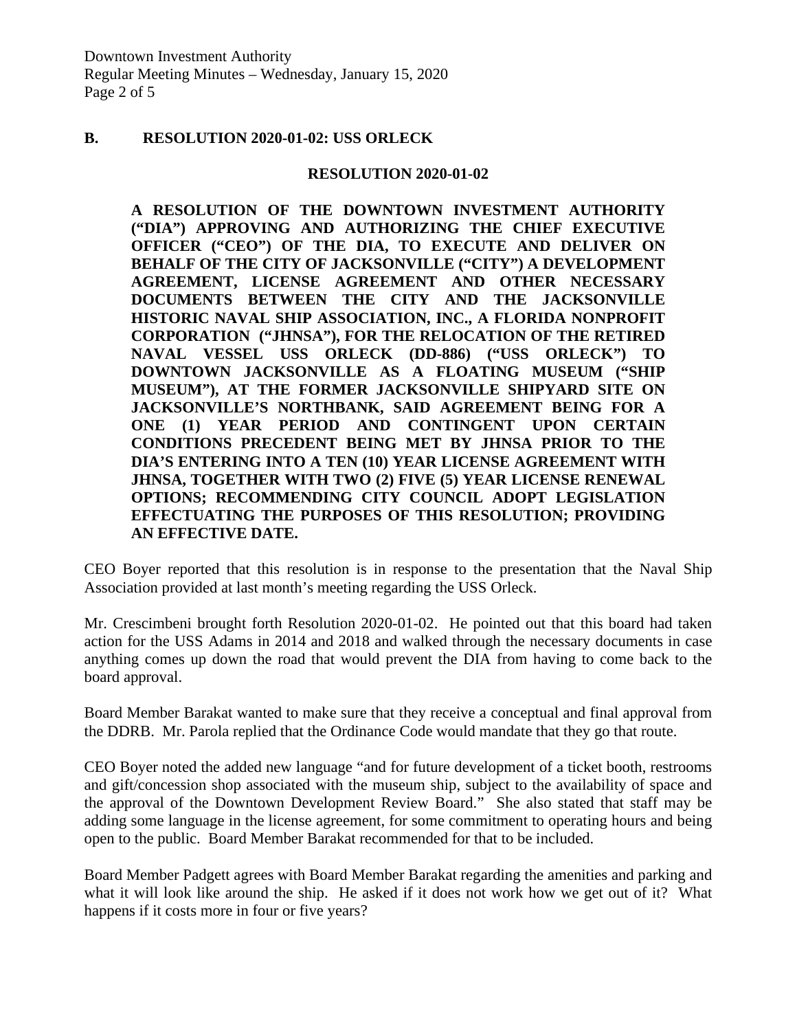## B. RESOLUTION 2020-01-02: USS ORLECK

**RESOLUTION 2020-01-02**

**A RESOLUTION OF THE DOWNTOWN INVESTMENT AUTHORITY ("DIA") APPROVING AND AUTHORIZING THE CHIEF EXECUTIVE OFFICER ("CEO") OF THE DIA, TO EXECUTE AND DELIVER ON BEHALF OF THE CITY OF JACKSONVILLE ("CITY") A DEVELOPMENT AGREEMENT, LICENSE AGREEMENT AND OTHER NECESSARY DOCUMENTS BETWEEN THE CITY AND THE JACKSONVILLE HISTORIC NAVAL SHIP ASSOCIATION, INC., A FLORIDA NONPROFIT CORPORATION ("JHNSA"), FOR THE RELOCATION OF THE RETIRED NAVAL VESSEL USS ORLECK (DD-886) ("USS ORLECK") TO DOWNTOWN JACKSONVILLE AS A FLOATING MUSEUM ("SHIP MUSEUM"), AT THE FORMER JACKSONVILLE SHIPYARD SITE ON JACKSONVILLE'S NORTHBANK, SAID AGREEMENT BEING FOR A ONE (1) YEAR PERIOD AND CONTINGENT UPON CERTAIN CONDITIONS PRECEDENT BEING MET BY JHNSA PRIOR TO THE DIA'S ENTERING INTO A TEN (10) YEAR LICENSE AGREEMENT WITH JHNSA, TOGETHER WITH TWO (2) FIVE (5) YEAR LICENSE RENEWAL OPTIONS; RECOMMENDING CITY COUNCIL ADOPT LEGISLATION EFFECTUATING THE PURPOSES OF THIS RESOLUTION; PROVIDING AN EFFECTIVE DATE.**

CEO Boyer reported that this resolution is in response to the presentation that the Naval Ship Association provided at last month's meeting regarding the USS Orleck.

Mr. Crescimbeni brought forth Resolution 2020-01-02. He pointed out that this board had taken action for the USS Adams in 2014 and 2018 and walked through the necessary documents in case anything comes up down the road that would prevent the DIA from having to come back to the board approval.

Board Member Barakat wanted to make sure that they receive a conceptual and final approval from the DDRB. Mr. Parola replied that the Ordinance Code would mandate that they go that route.

CEO Boyer noted the added new language "and for future development of a ticket booth, restrooms and gift/concession shop associated with the museum ship, subject to the availability of space and the approval of the Downtown Development Review Board." She also stated that staff may be adding some language in the license agreement, for some commitment to operating hours and being open to the public. Board Member Barakat recommended for that to be included.

Board Member Padgett agrees with Board Member Barakat regarding the amenities and parking and what it will look like around the ship. He asked if it does not work how we get out of it? What happens if it costs more in four or five years?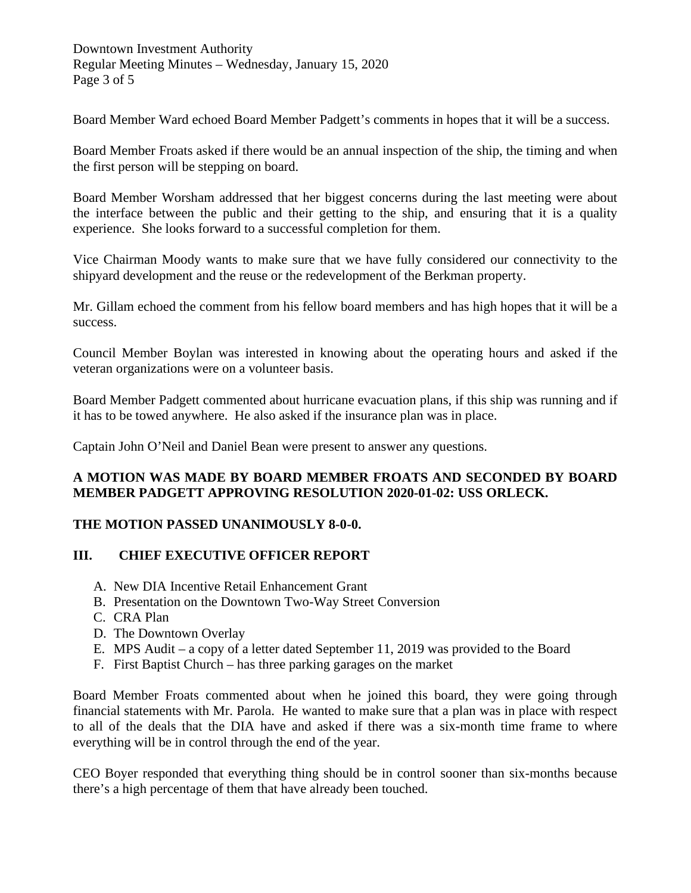Board Member Ward echoed Board Member Padgett's comments in hopes that it will be a success.

Board Member Froats asked if there would be an annual inspection of the ship, the timing and when the first person will be stepping on board.

Board Member Worsham addressed that her biggest concerns during the last meeting were about the interface between the public and their getting to the ship, and ensuring that it is a quality experience. She looks forward to a successful completion for them.

Vice Chairman Moody wants to make sure that we have fully considered our connectivity to the shipyard development and the reuse or the redevelopment of the Berkman property.

Mr. Gillam echoed the comment from his fellow board members and has high hopes that it will be a success.

Council Member Boylan was interested in knowing about the operating hours and asked if the veteran organizations were on a volunteer basis.

Board Member Padgett commented about hurricane evacuation plans, if this ship was running and if it has to be towed anywhere. He also asked if the insurance plan was in place.

Captain John O'Neil and Daniel Bean were present to answer any questions.

**A MOTION WAS MADE BY BOARD MEMBER FROATS AND SECONDED BY BOARD MEMBER PADGETT APPROVING RESOLUTION 2020-01-02: USS ORLECK.**

**THE MOTION PASSED UNANIMOUSLY 8-0-0.**

## III. CHIEF EXECUTIVE OFFICER REPORT

A. New DIA Incentive Retail Enhancement Grant
B. Presentation on the Downtown Two-Way Street Conversion
C. CRA Plan
D. The Downtown Overlay
E. MPS Audit – a copy of a letter dated September 11, 2019 was provided to the Board
F. First Baptist Church – has three parking garages on the market

Board Member Froats commented about when he joined this board, they were going through financial statements with Mr. Parola. He wanted to make sure that a plan was in place with respect to all of the deals that the DIA have and asked if there was a six-month time frame to where everything will be in control through the end of the year.

CEO Boyer responded that everything thing should be in control sooner than six-months because there's a high percentage of them that have already been touched.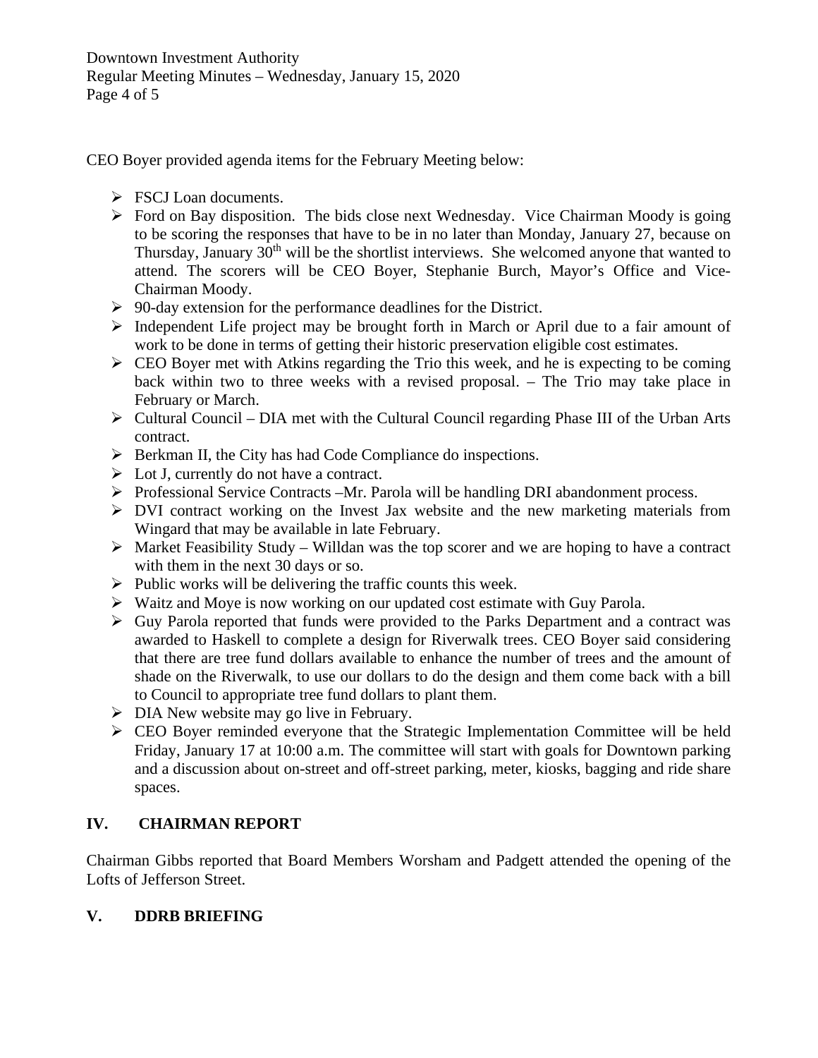CEO Boyer provided agenda items for the February Meeting below:

- FSCJ Loan documents.
- Ford on Bay disposition. The bids close next Wednesday. Vice Chairman Moody is going to be scoring the responses that have to be in no later than Monday, January 27, because on Thursday, January 30th will be the shortlist interviews. She welcomed anyone that wanted to attend. The scorers will be CEO Boyer, Stephanie Burch, Mayor's Office and Vice-Chairman Moody.
- 90-day extension for the performance deadlines for the District.
- Independent Life project may be brought forth in March or April due to a fair amount of work to be done in terms of getting their historic preservation eligible cost estimates.
- CEO Boyer met with Atkins regarding the Trio this week, and he is expecting to be coming back within two to three weeks with a revised proposal. – The Trio may take place in February or March.
- Cultural Council – DIA met with the Cultural Council regarding Phase III of the Urban Arts contract.
- Berkman II, the City has had Code Compliance do inspections.
- Lot J, currently do not have a contract.
- Professional Service Contracts –Mr. Parola will be handling DRI abandonment process.
- DVI contract working on the Invest Jax website and the new marketing materials from Wingard that may be available in late February.
- Market Feasibility Study – Willdan was the top scorer and we are hoping to have a contract with them in the next 30 days or so.
- Public works will be delivering the traffic counts this week.
- Waitz and Moye is now working on our updated cost estimate with Guy Parola.
- Guy Parola reported that funds were provided to the Parks Department and a contract was awarded to Haskell to complete a design for Riverwalk trees. CEO Boyer said considering that there are tree fund dollars available to enhance the number of trees and the amount of shade on the Riverwalk, to use our dollars to do the design and them come back with a bill to Council to appropriate tree fund dollars to plant them.
- DIA New website may go live in February.
- CEO Boyer reminded everyone that the Strategic Implementation Committee will be held Friday, January 17 at 10:00 a.m. The committee will start with goals for Downtown parking and a discussion about on-street and off-street parking, meter, kiosks, bagging and ride share spaces.

## IV. CHAIRMAN REPORT

Chairman Gibbs reported that Board Members Worsham and Padgett attended the opening of the Lofts of Jefferson Street.

## V. DDRB BRIEFING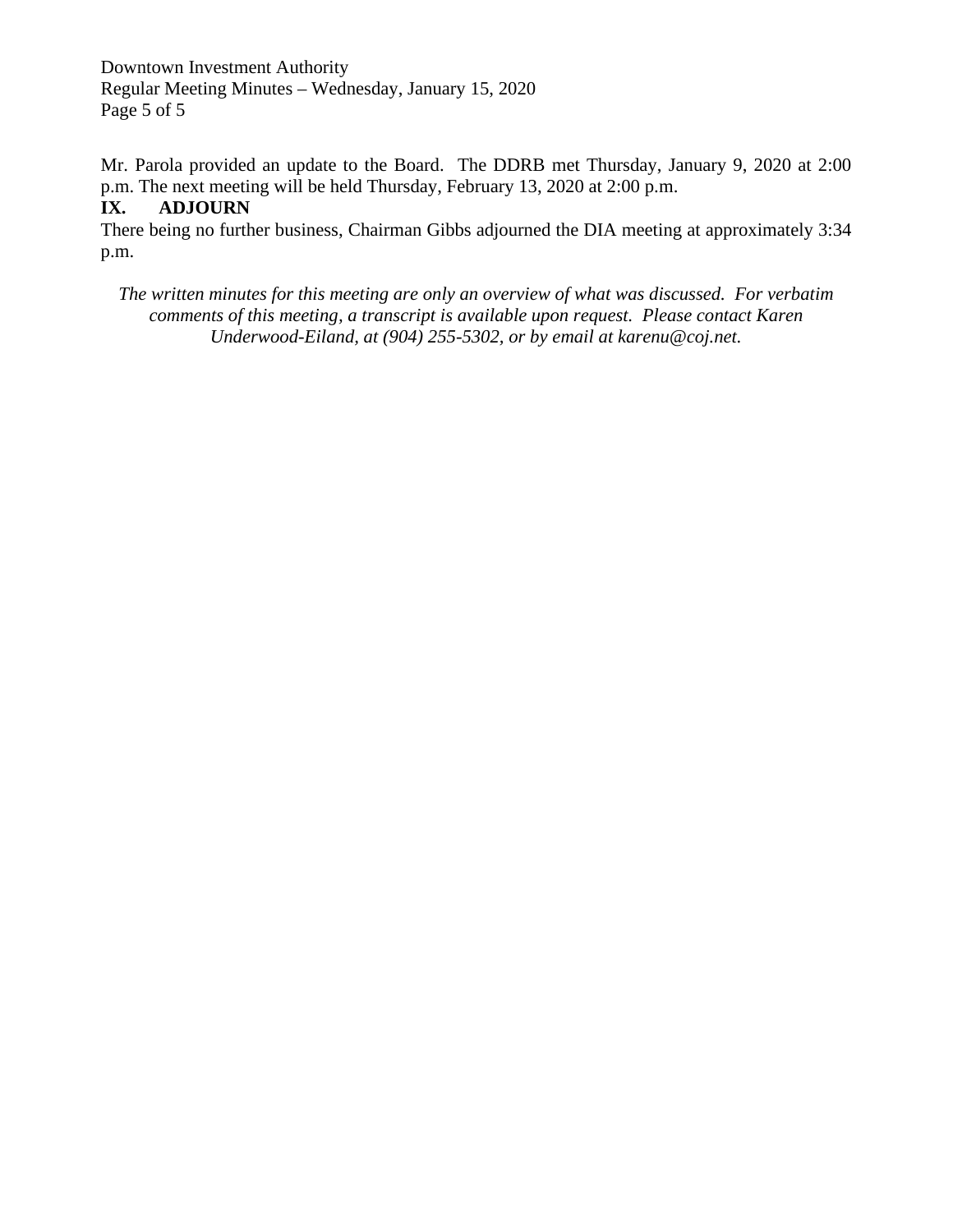Mr. Parola provided an update to the Board. The DDRB met Thursday, January 9, 2020 at 2:00 p.m. The next meeting will be held Thursday, February 13, 2020 at 2:00 p.m.

## IX. ADJOURN

There being no further business, Chairman Gibbs adjourned the DIA meeting at approximately 3:34 p.m.

*The written minutes for this meeting are only an overview of what was discussed. For verbatim comments of this meeting, a transcript is available upon request. Please contact Karen Underwood-Eiland, at (904) 255-5302, or by email at karenu@coj.net.*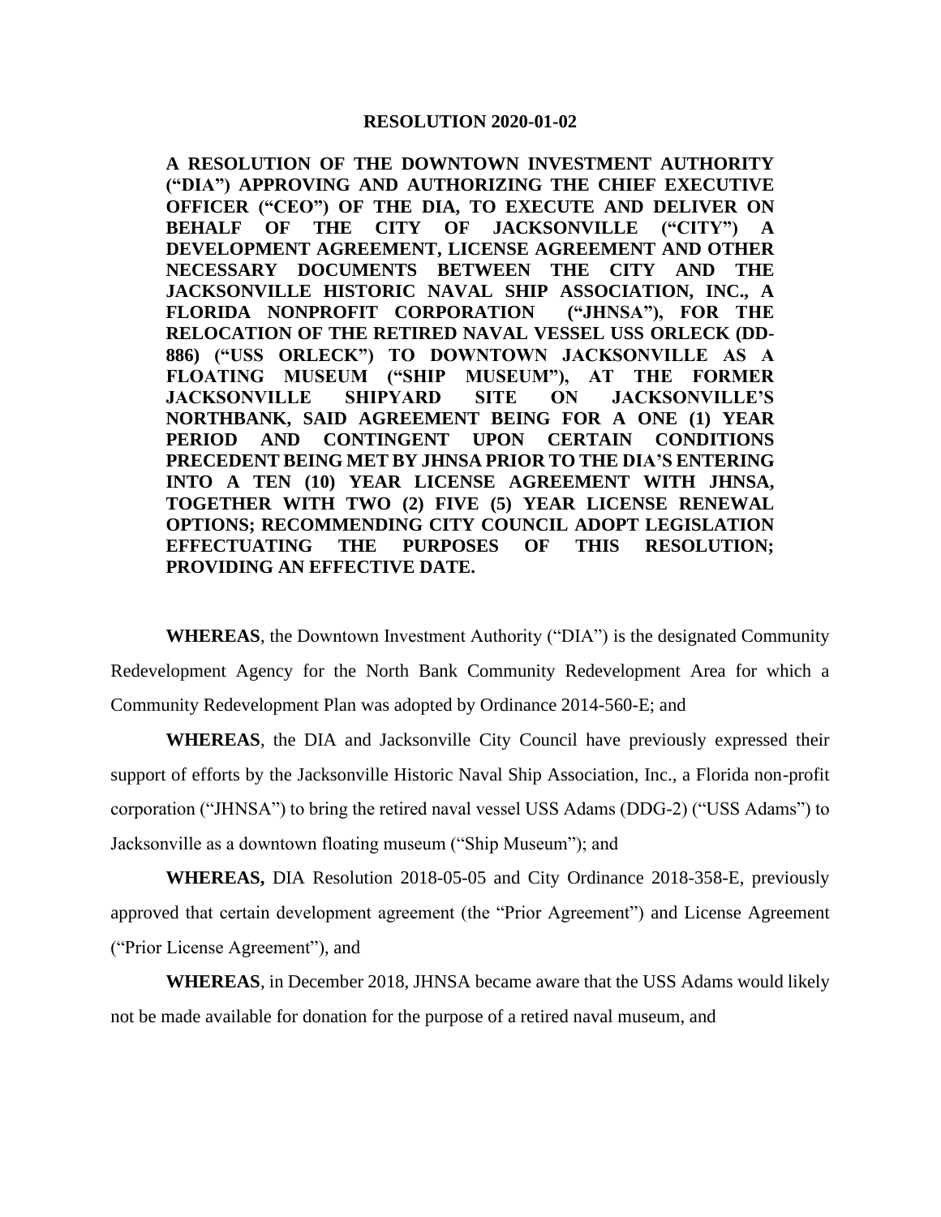**RESOLUTION 2020-01-02**

**A RESOLUTION OF THE DOWNTOWN INVESTMENT AUTHORITY ("DIA") APPROVING AND AUTHORIZING THE CHIEF EXECUTIVE OFFICER ("CEO") OF THE DIA, TO EXECUTE AND DELIVER ON BEHALF OF THE CITY OF JACKSONVILLE ("CITY") A DEVELOPMENT AGREEMENT, LICENSE AGREEMENT AND OTHER NECESSARY DOCUMENTS BETWEEN THE CITY AND THE JACKSONVILLE HISTORIC NAVAL SHIP ASSOCIATION, INC., A FLORIDA NONPROFIT CORPORATION ("JHNSA"), FOR THE RELOCATION OF THE RETIRED NAVAL VESSEL USS ORLECK (DD-886) ("USS ORLECK") TO DOWNTOWN JACKSONVILLE AS A FLOATING MUSEUM ("SHIP MUSEUM"), AT THE FORMER JACKSONVILLE SHIPYARD SITE ON JACKSONVILLE'S NORTHBANK, SAID AGREEMENT BEING FOR A ONE (1) YEAR PERIOD AND CONTINGENT UPON CERTAIN CONDITIONS PRECEDENT BEING MET BY JHNSA PRIOR TO THE DIA'S ENTERING INTO A TEN (10) YEAR LICENSE AGREEMENT WITH JHNSA, TOGETHER WITH TWO (2) FIVE (5) YEAR LICENSE RENEWAL OPTIONS; RECOMMENDING CITY COUNCIL ADOPT LEGISLATION EFFECTUATING THE PURPOSES OF THIS RESOLUTION; PROVIDING AN EFFECTIVE DATE.**

**WHEREAS**, the Downtown Investment Authority ("DIA") is the designated Community Redevelopment Agency for the North Bank Community Redevelopment Area for which a Community Redevelopment Plan was adopted by Ordinance 2014-560-E; and

**WHEREAS**, the DIA and Jacksonville City Council have previously expressed their support of efforts by the Jacksonville Historic Naval Ship Association, Inc., a Florida non-profit corporation ("JHNSA") to bring the retired naval vessel USS Adams (DDG-2) ("USS Adams") to Jacksonville as a downtown floating museum ("Ship Museum"); and

**WHEREAS,** DIA Resolution 2018-05-05 and City Ordinance 2018-358-E, previously approved that certain development agreement (the "Prior Agreement") and License Agreement ("Prior License Agreement"), and

**WHEREAS**, in December 2018, JHNSA became aware that the USS Adams would likely not be made available for donation for the purpose of a retired naval museum, and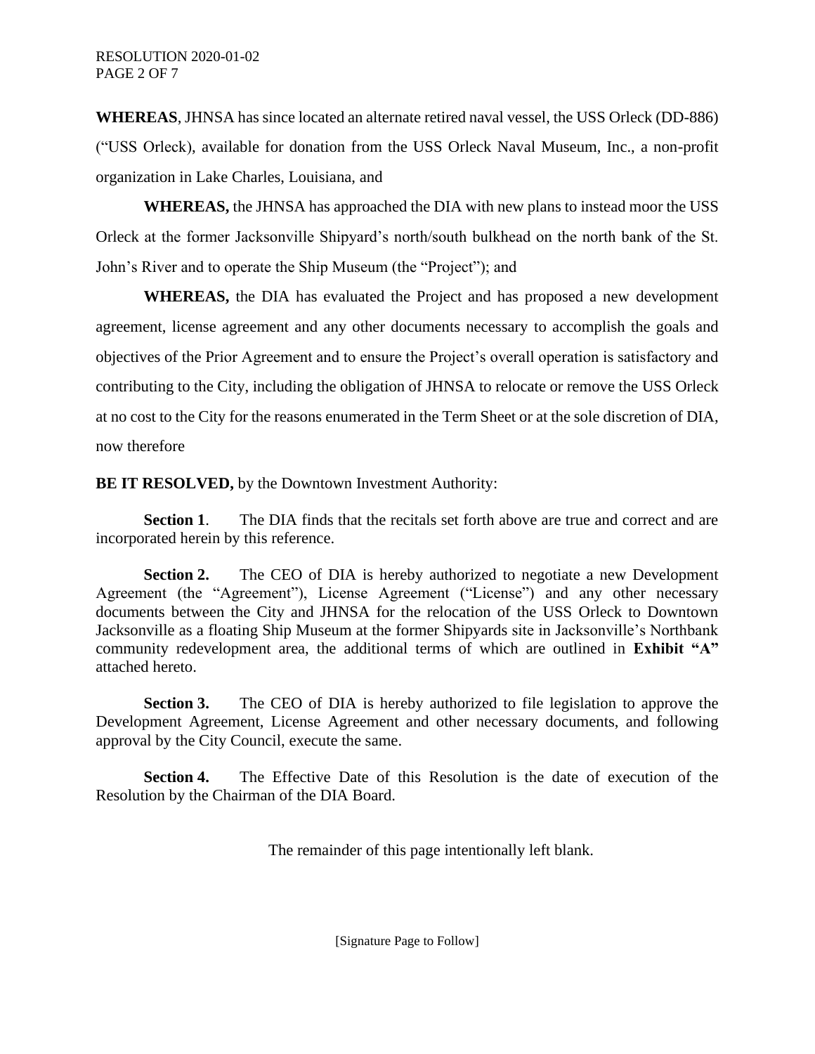**WHEREAS**, JHNSA has since located an alternate retired naval vessel, the USS Orleck (DD-886) ("USS Orleck), available for donation from the USS Orleck Naval Museum, Inc., a non-profit organization in Lake Charles, Louisiana, and

**WHEREAS,** the JHNSA has approached the DIA with new plans to instead moor the USS Orleck at the former Jacksonville Shipyard's north/south bulkhead on the north bank of the St. John's River and to operate the Ship Museum (the "Project"); and

**WHEREAS,** the DIA has evaluated the Project and has proposed a new development agreement, license agreement and any other documents necessary to accomplish the goals and objectives of the Prior Agreement and to ensure the Project's overall operation is satisfactory and contributing to the City, including the obligation of JHNSA to relocate or remove the USS Orleck at no cost to the City for the reasons enumerated in the Term Sheet or at the sole discretion of DIA, now therefore

**BE IT RESOLVED,** by the Downtown Investment Authority:

**Section 1**. The DIA finds that the recitals set forth above are true and correct and are incorporated herein by this reference.

**Section 2.** The CEO of DIA is hereby authorized to negotiate a new Development Agreement (the "Agreement"), License Agreement ("License") and any other necessary documents between the City and JHNSA for the relocation of the USS Orleck to Downtown Jacksonville as a floating Ship Museum at the former Shipyards site in Jacksonville's Northbank community redevelopment area, the additional terms of which are outlined in **Exhibit "A"** attached hereto.

**Section 3.** The CEO of DIA is hereby authorized to file legislation to approve the Development Agreement, License Agreement and other necessary documents, and following approval by the City Council, execute the same.

**Section 4.** The Effective Date of this Resolution is the date of execution of the Resolution by the Chairman of the DIA Board.

The remainder of this page intentionally left blank.

[Signature Page to Follow]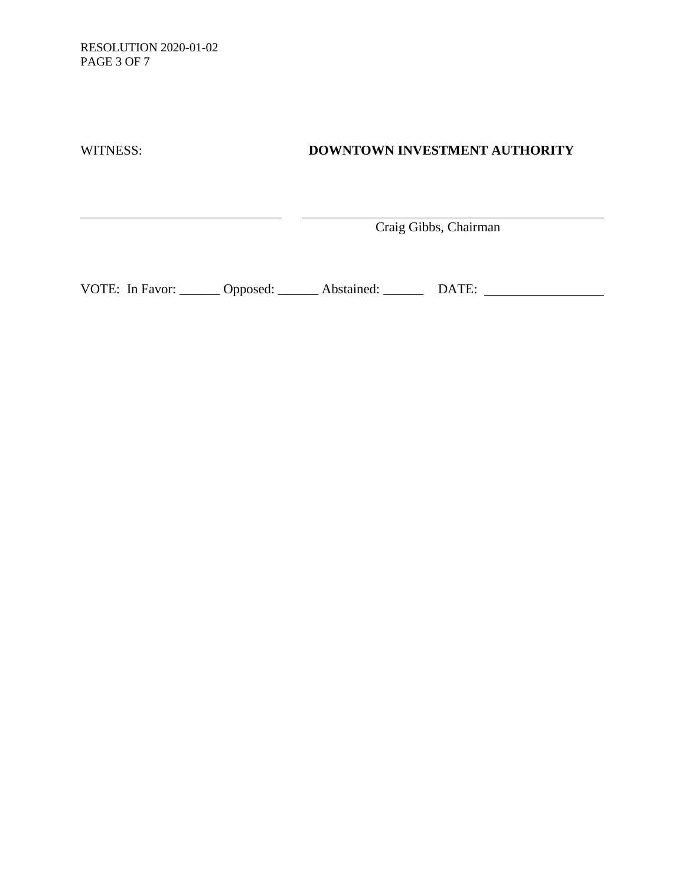WITNESS: **DOWNTOWN INVESTMENT AUTHORITY**

______________________________ ______________________________________________
Craig Gibbs, Chairman

VOTE: In Favor: ______ Opposed: ______ Abstained: ______ DATE: ________________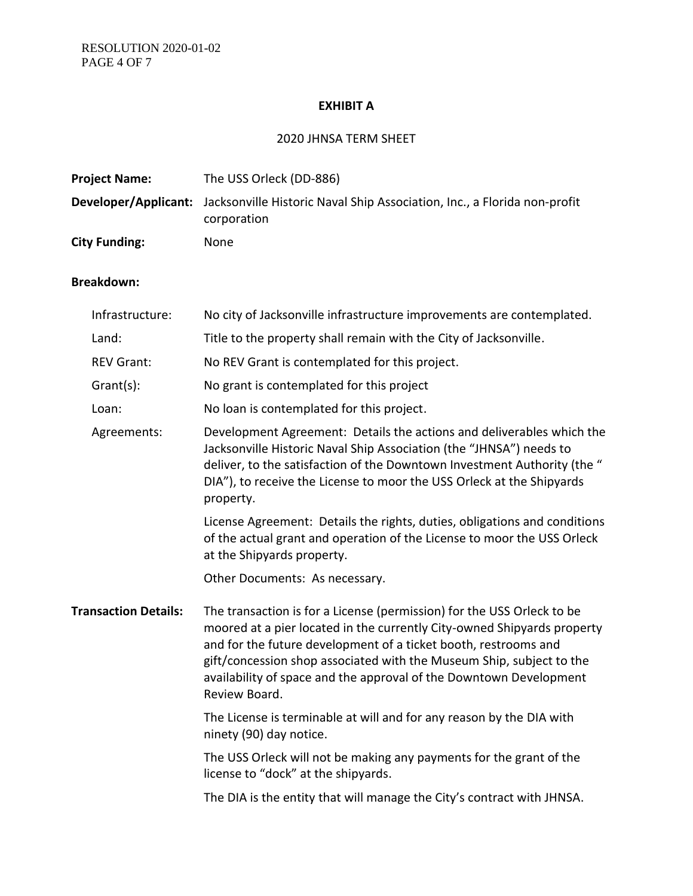## EXHIBIT A

2020 JHNSA TERM SHEET

**Project Name:** The USS Orleck (DD-886)

**Developer/Applicant:** Jacksonville Historic Naval Ship Association, Inc., a Florida non-profit corporation

**City Funding:** None

**Breakdown:**

Infrastructure: No city of Jacksonville infrastructure improvements are contemplated.

Land: Title to the property shall remain with the City of Jacksonville.

REV Grant: No REV Grant is contemplated for this project.

Grant(s): No grant is contemplated for this project

Loan: No loan is contemplated for this project.

Agreements: Development Agreement: Details the actions and deliverables which the Jacksonville Historic Naval Ship Association (the "JHNSA") needs to deliver, to the satisfaction of the Downtown Investment Authority (the " DIA"), to receive the License to moor the USS Orleck at the Shipyards property.

License Agreement: Details the rights, duties, obligations and conditions of the actual grant and operation of the License to moor the USS Orleck at the Shipyards property.

Other Documents: As necessary.

**Transaction Details:** The transaction is for a License (permission) for the USS Orleck to be moored at a pier located in the currently City-owned Shipyards property and for the future development of a ticket booth, restrooms and gift/concession shop associated with the Museum Ship, subject to the availability of space and the approval of the Downtown Development Review Board.

The License is terminable at will and for any reason by the DIA with ninety (90) day notice.

The USS Orleck will not be making any payments for the grant of the license to "dock" at the shipyards.

The DIA is the entity that will manage the City's contract with JHNSA.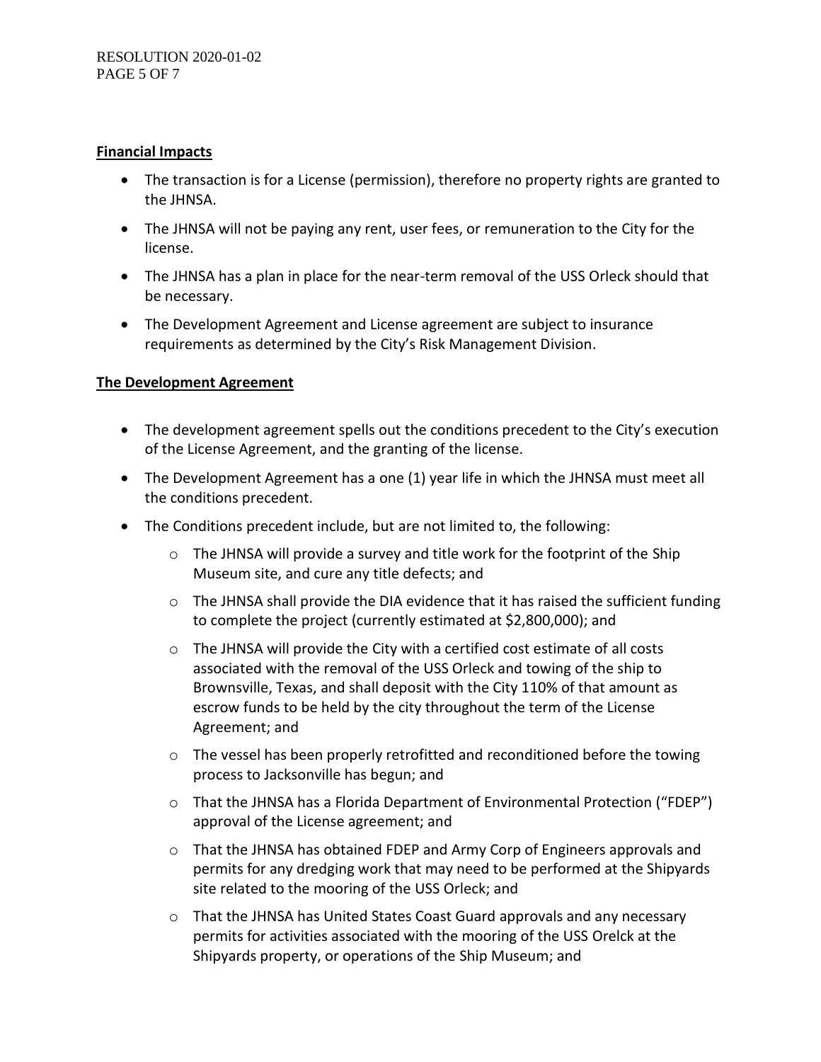**Financial Impacts**

- The transaction is for a License (permission), therefore no property rights are granted to the JHNSA.
- The JHNSA will not be paying any rent, user fees, or remuneration to the City for the license.
- The JHNSA has a plan in place for the near-term removal of the USS Orleck should that be necessary.
- The Development Agreement and License agreement are subject to insurance requirements as determined by the City's Risk Management Division.

**The Development Agreement**

- The development agreement spells out the conditions precedent to the City's execution of the License Agreement, and the granting of the license.
- The Development Agreement has a one (1) year life in which the JHNSA must meet all the conditions precedent.
- The Conditions precedent include, but are not limited to, the following:
  - The JHNSA will provide a survey and title work for the footprint of the Ship Museum site, and cure any title defects; and
  - The JHNSA shall provide the DIA evidence that it has raised the sufficient funding to complete the project (currently estimated at $2,800,000); and
  - The JHNSA will provide the City with a certified cost estimate of all costs associated with the removal of the USS Orleck and towing of the ship to Brownsville, Texas, and shall deposit with the City 110% of that amount as escrow funds to be held by the city throughout the term of the License Agreement; and
  - The vessel has been properly retrofitted and reconditioned before the towing process to Jacksonville has begun; and
  - That the JHNSA has a Florida Department of Environmental Protection ("FDEP") approval of the License agreement; and
  - That the JHNSA has obtained FDEP and Army Corp of Engineers approvals and permits for any dredging work that may need to be performed at the Shipyards site related to the mooring of the USS Orleck; and
  - That the JHNSA has United States Coast Guard approvals and any necessary permits for activities associated with the mooring of the USS Orelck at the Shipyards property, or operations of the Ship Museum; and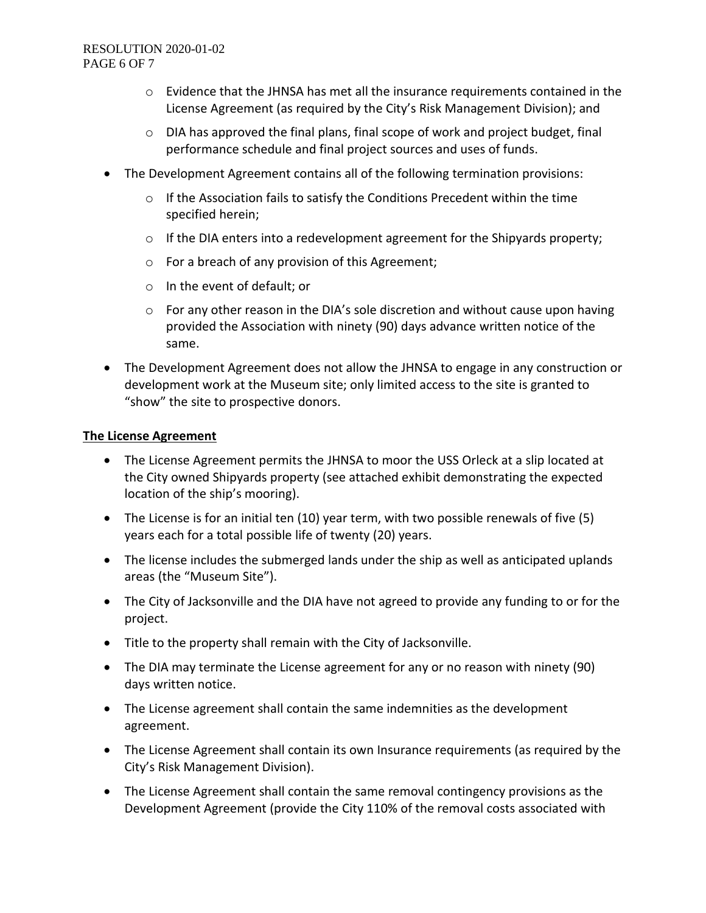- Evidence that the JHNSA has met all the insurance requirements contained in the License Agreement (as required by the City's Risk Management Division); and
  - DIA has approved the final plans, final scope of work and project budget, final performance schedule and final project sources and uses of funds.
- The Development Agreement contains all of the following termination provisions:
  - If the Association fails to satisfy the Conditions Precedent within the time specified herein;
  - If the DIA enters into a redevelopment agreement for the Shipyards property;
  - For a breach of any provision of this Agreement;
  - In the event of default; or
  - For any other reason in the DIA's sole discretion and without cause upon having provided the Association with ninety (90) days advance written notice of the same.
- The Development Agreement does not allow the JHNSA to engage in any construction or development work at the Museum site; only limited access to the site is granted to "show" the site to prospective donors.

**The License Agreement**

- The License Agreement permits the JHNSA to moor the USS Orleck at a slip located at the City owned Shipyards property (see attached exhibit demonstrating the expected location of the ship's mooring).
- The License is for an initial ten (10) year term, with two possible renewals of five (5) years each for a total possible life of twenty (20) years.
- The license includes the submerged lands under the ship as well as anticipated uplands areas (the "Museum Site").
- The City of Jacksonville and the DIA have not agreed to provide any funding to or for the project.
- Title to the property shall remain with the City of Jacksonville.
- The DIA may terminate the License agreement for any or no reason with ninety (90) days written notice.
- The License agreement shall contain the same indemnities as the development agreement.
- The License Agreement shall contain its own Insurance requirements (as required by the City's Risk Management Division).
- The License Agreement shall contain the same removal contingency provisions as the Development Agreement (provide the City 110% of the removal costs associated with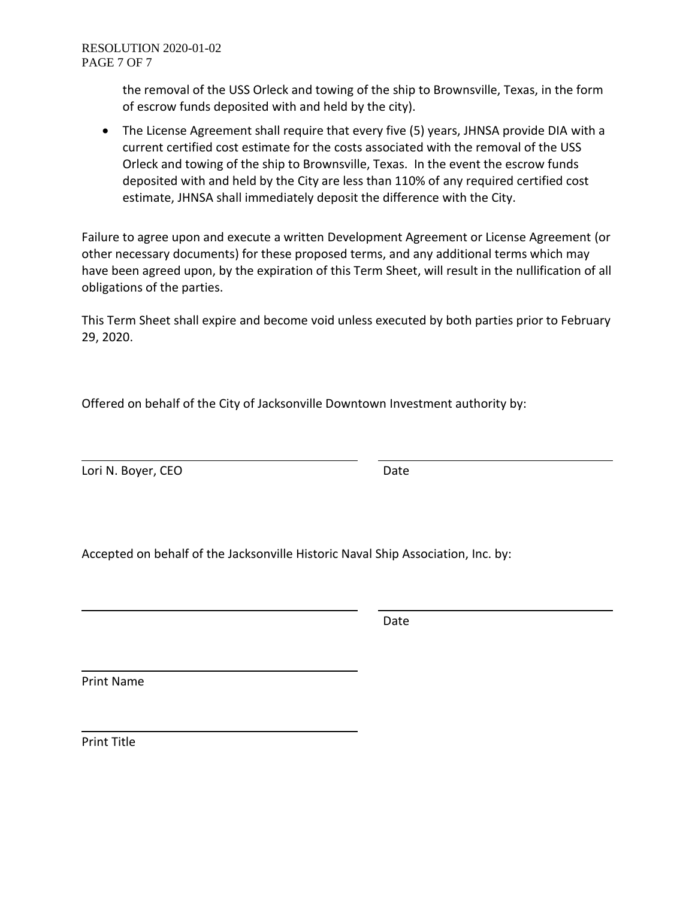the removal of the USS Orleck and towing of the ship to Brownsville, Texas, in the form of escrow funds deposited with and held by the city).

- The License Agreement shall require that every five (5) years, JHNSA provide DIA with a current certified cost estimate for the costs associated with the removal of the USS Orleck and towing of the ship to Brownsville, Texas. In the event the escrow funds deposited with and held by the City are less than 110% of any required certified cost estimate, JHNSA shall immediately deposit the difference with the City.

Failure to agree upon and execute a written Development Agreement or License Agreement (or other necessary documents) for these proposed terms, and any additional terms which may have been agreed upon, by the expiration of this Term Sheet, will result in the nullification of all obligations of the parties.

This Term Sheet shall expire and become void unless executed by both parties prior to February 29, 2020.

Offered on behalf of the City of Jacksonville Downtown Investment authority by:

_______________________________ _______________________________

Lori N. Boyer, CEO Date

Accepted on behalf of the Jacksonville Historic Naval Ship Association, Inc. by:

_______________________________ _______________________________

Date

_______________________________

Print Name

_______________________________

Print Title